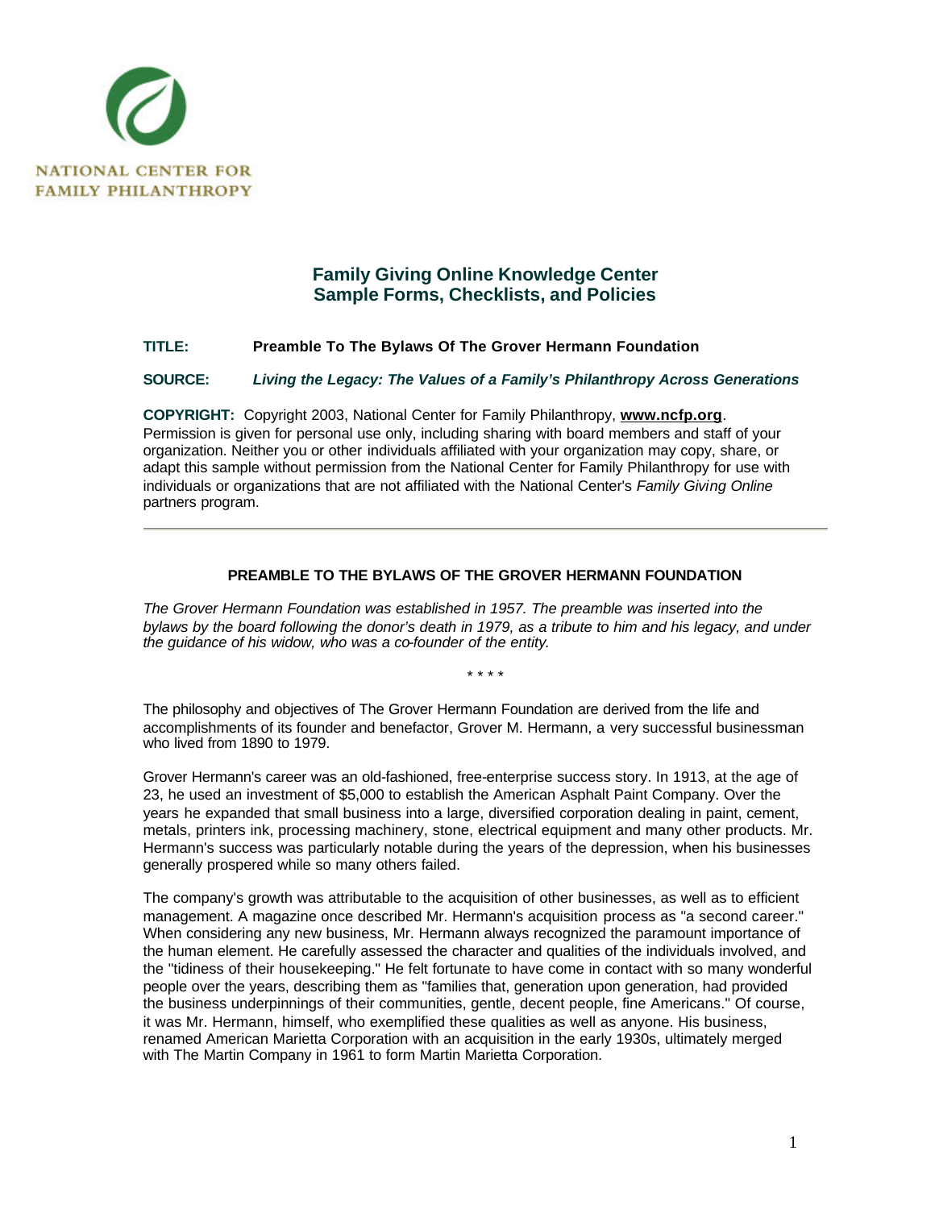NATIONAL CENTER FOR FAMILY PHILANTHROPY

## Family Giving Online Knowledge Center
## Sample Forms, Checklists, and Policies

**TITLE:** **Preamble To The Bylaws Of The Grover Hermann Foundation**

**SOURCE:** ***Living the Legacy: The Values of a Family's Philanthropy Across Generations***

**COPYRIGHT:** Copyright 2003, National Center for Family Philanthropy, **www.ncfp.org**. Permission is given for personal use only, including sharing with board members and staff of your organization. Neither you or other individuals affiliated with your organization may copy, share, or adapt this sample without permission from the National Center for Family Philanthropy for use with individuals or organizations that are not affiliated with the National Center's *Family Giving Online* partners program.

---

### PREAMBLE TO THE BYLAWS OF THE GROVER HERMANN FOUNDATION

*The Grover Hermann Foundation was established in 1957. The preamble was inserted into the bylaws by the board following the donor's death in 1979, as a tribute to him and his legacy, and under the guidance of his widow, who was a co-founder of the entity.*

\* \* \* \*

The philosophy and objectives of The Grover Hermann Foundation are derived from the life and accomplishments of its founder and benefactor, Grover M. Hermann, a very successful businessman who lived from 1890 to 1979.

Grover Hermann's career was an old-fashioned, free-enterprise success story. In 1913, at the age of 23, he used an investment of $5,000 to establish the American Asphalt Paint Company. Over the years he expanded that small business into a large, diversified corporation dealing in paint, cement, metals, printers ink, processing machinery, stone, electrical equipment and many other products. Mr. Hermann's success was particularly notable during the years of the depression, when his businesses generally prospered while so many others failed.

The company's growth was attributable to the acquisition of other businesses, as well as to efficient management. A magazine once described Mr. Hermann's acquisition process as "a second career." When considering any new business, Mr. Hermann always recognized the paramount importance of the human element. He carefully assessed the character and qualities of the individuals involved, and the "tidiness of their housekeeping." He felt fortunate to have come in contact with so many wonderful people over the years, describing them as "families that, generation upon generation, had provided the business underpinnings of their communities, gentle, decent people, fine Americans." Of course, it was Mr. Hermann, himself, who exemplified these qualities as well as anyone. His business, renamed American Marietta Corporation with an acquisition in the early 1930s, ultimately merged with The Martin Company in 1961 to form Martin Marietta Corporation.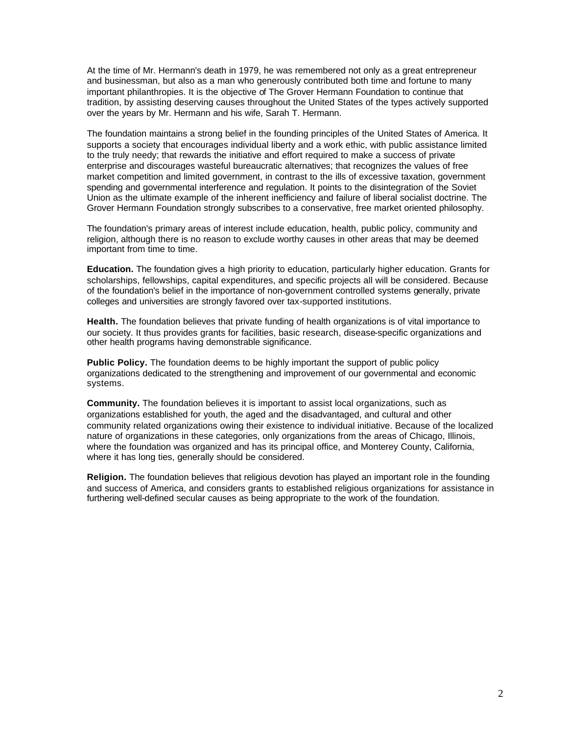At the time of Mr. Hermann's death in 1979, he was remembered not only as a great entrepreneur and businessman, but also as a man who generously contributed both time and fortune to many important philanthropies. It is the objective of The Grover Hermann Foundation to continue that tradition, by assisting deserving causes throughout the United States of the types actively supported over the years by Mr. Hermann and his wife, Sarah T. Hermann.

The foundation maintains a strong belief in the founding principles of the United States of America. It supports a society that encourages individual liberty and a work ethic, with public assistance limited to the truly needy; that rewards the initiative and effort required to make a success of private enterprise and discourages wasteful bureaucratic alternatives; that recognizes the values of free market competition and limited government, in contrast to the ills of excessive taxation, government spending and governmental interference and regulation. It points to the disintegration of the Soviet Union as the ultimate example of the inherent inefficiency and failure of liberal socialist doctrine. The Grover Hermann Foundation strongly subscribes to a conservative, free market oriented philosophy.

The foundation's primary areas of interest include education, health, public policy, community and religion, although there is no reason to exclude worthy causes in other areas that may be deemed important from time to time.

**Education.** The foundation gives a high priority to education, particularly higher education. Grants for scholarships, fellowships, capital expenditures, and specific projects all will be considered. Because of the foundation's belief in the importance of non-government controlled systems generally, private colleges and universities are strongly favored over tax-supported institutions.

**Health.** The foundation believes that private funding of health organizations is of vital importance to our society. It thus provides grants for facilities, basic research, disease-specific organizations and other health programs having demonstrable significance.

**Public Policy.** The foundation deems to be highly important the support of public policy organizations dedicated to the strengthening and improvement of our governmental and economic systems.

**Community.** The foundation believes it is important to assist local organizations, such as organizations established for youth, the aged and the disadvantaged, and cultural and other community related organizations owing their existence to individual initiative. Because of the localized nature of organizations in these categories, only organizations from the areas of Chicago, Illinois, where the foundation was organized and has its principal office, and Monterey County, California, where it has long ties, generally should be considered.

**Religion.** The foundation believes that religious devotion has played an important role in the founding and success of America, and considers grants to established religious organizations for assistance in furthering well-defined secular causes as being appropriate to the work of the foundation.